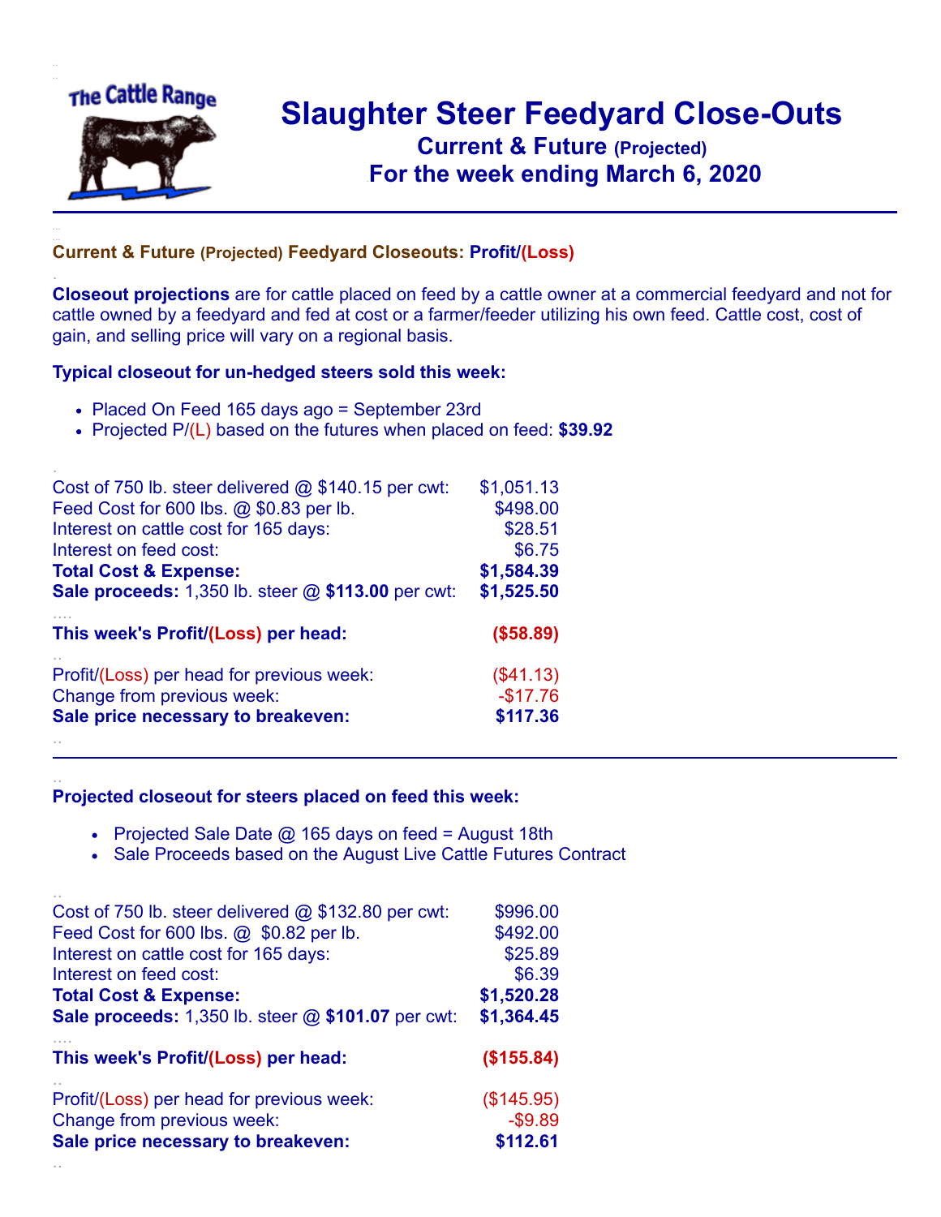# Slaughter Steer Feedyard Close-Outs

## Current & Future (Projected)

## For the week ending March 6, 2020

### Current & Future (Projected) Feedyard Closeouts: Profit/(Loss)

**Closeout projections** are for cattle placed on feed by a cattle owner at a commercial feedyard and not for cattle owned by a feedyard and fed at cost or a farmer/feeder utilizing his own feed. Cattle cost, cost of gain, and selling price will vary on a regional basis.

**Typical closeout for un-hedged steers sold this week:**

- Placed On Feed 165 days ago = September 23rd
- Projected P/(L) based on the futures when placed on feed: **$39.92**

| | |
|---|---|
| Cost of 750 lb. steer delivered @ $140.15 per cwt: | $1,051.13 |
| Feed Cost for 600 lbs. @ $0.83 per lb. | $498.00 |
| Interest on cattle cost for 165 days: | $28.51 |
| Interest on feed cost: | $6.75 |
| **Total Cost & Expense:** | **$1,584.39** |
| **Sale proceeds:** 1,350 lb. steer @ **$113.00** per cwt: | **$1,525.50** |
| **This week's Profit/(Loss) per head:** | **($58.89)** |
| Profit/(Loss) per head for previous week: | ($41.13) |
| Change from previous week: | -$17.76 |
| **Sale price necessary to breakeven:** | **$117.36** |

**Projected closeout for steers placed on feed this week:**

- Projected Sale Date @ 165 days on feed = August 18th
- Sale Proceeds based on the August Live Cattle Futures Contract

| | |
|---|---|
| Cost of 750 lb. steer delivered @ $132.80 per cwt: | $996.00 |
| Feed Cost for 600 lbs. @ $0.82 per lb. | $492.00 |
| Interest on cattle cost for 165 days: | $25.89 |
| Interest on feed cost: | $6.39 |
| **Total Cost & Expense:** | **$1,520.28** |
| **Sale proceeds:** 1,350 lb. steer @ **$101.07** per cwt: | **$1,364.45** |
| **This week's Profit/(Loss) per head:** | **($155.84)** |
| Profit/(Loss) per head for previous week: | ($145.95) |
| Change from previous week: | -$9.89 |
| **Sale price necessary to breakeven:** | **$112.61** |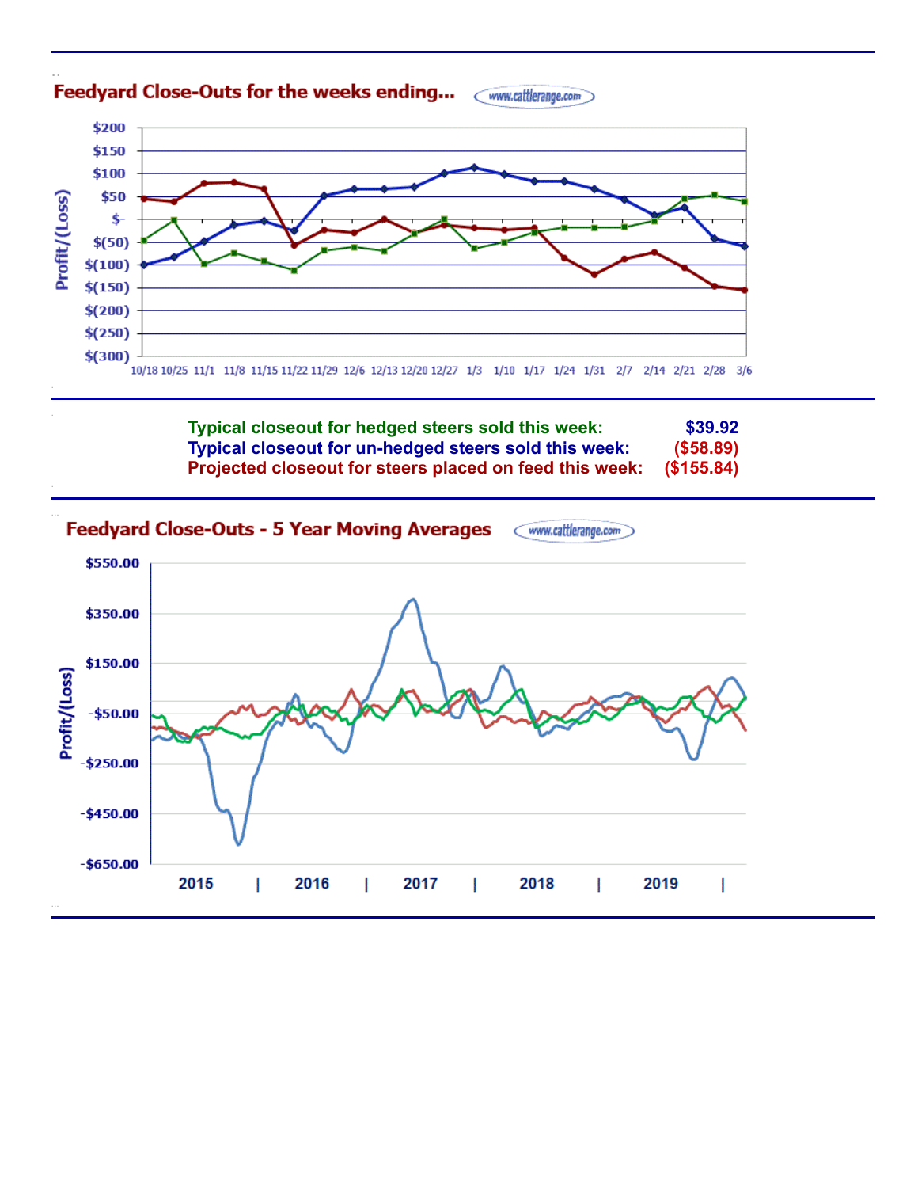## Feedyard Close-Outs for the weeks ending...

www.cattlerange.com

Profit/(Loss)

$200
$150
$100
$50
$-
$(50)
$(100)
$(150)
$(200)
$(250)
$(300)

10/18 10/25 11/1 11/8 11/15 11/22 11/29 12/6 12/13 12/20 12/27 1/3 1/10 1/17 1/24 1/31 2/7 2/14 2/21 2/28 3/6

**Typical closeout for hedged steers sold this week:** **$39.92**
**Typical closeout for un-hedged steers sold this week:** **($58.89)**
**Projected closeout for steers placed on feed this week:** **($155.84)**

## Feedyard Close-Outs - 5 Year Moving Averages

www.cattlerange.com

Profit/(Loss)

$550.00
$350.00
$150.00
-$50.00
-$250.00
-$450.00
-$650.00

2015 | 2016 | 2017 | 2018 | 2019 |